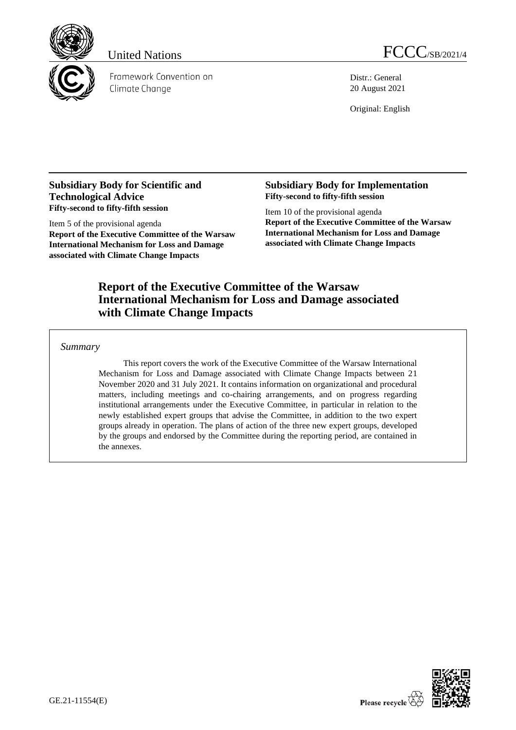United Nations

FCCC/SB/2021/4

Framework Convention on Climate Change

Distr.: General
20 August 2021

Original: English

**Subsidiary Body for Scientific and Technological Advice**
**Fifty-second to fifty-fifth session**

Item 5 of the provisional agenda
**Report of the Executive Committee of the Warsaw International Mechanism for Loss and Damage associated with Climate Change Impacts**

**Subsidiary Body for Implementation**
**Fifty-second to fifty-fifth session**

Item 10 of the provisional agenda
**Report of the Executive Committee of the Warsaw International Mechanism for Loss and Damage associated with Climate Change Impacts**

# Report of the Executive Committee of the Warsaw International Mechanism for Loss and Damage associated with Climate Change Impacts

*Summary*

This report covers the work of the Executive Committee of the Warsaw International Mechanism for Loss and Damage associated with Climate Change Impacts between 21 November 2020 and 31 July 2021. It contains information on organizational and procedural matters, including meetings and co-chairing arrangements, and on progress regarding institutional arrangements under the Executive Committee, in particular in relation to the newly established expert groups that advise the Committee, in addition to the two expert groups already in operation. The plans of action of the three new expert groups, developed by the groups and endorsed by the Committee during the reporting period, are contained in the annexes.

GE.21-11554(E)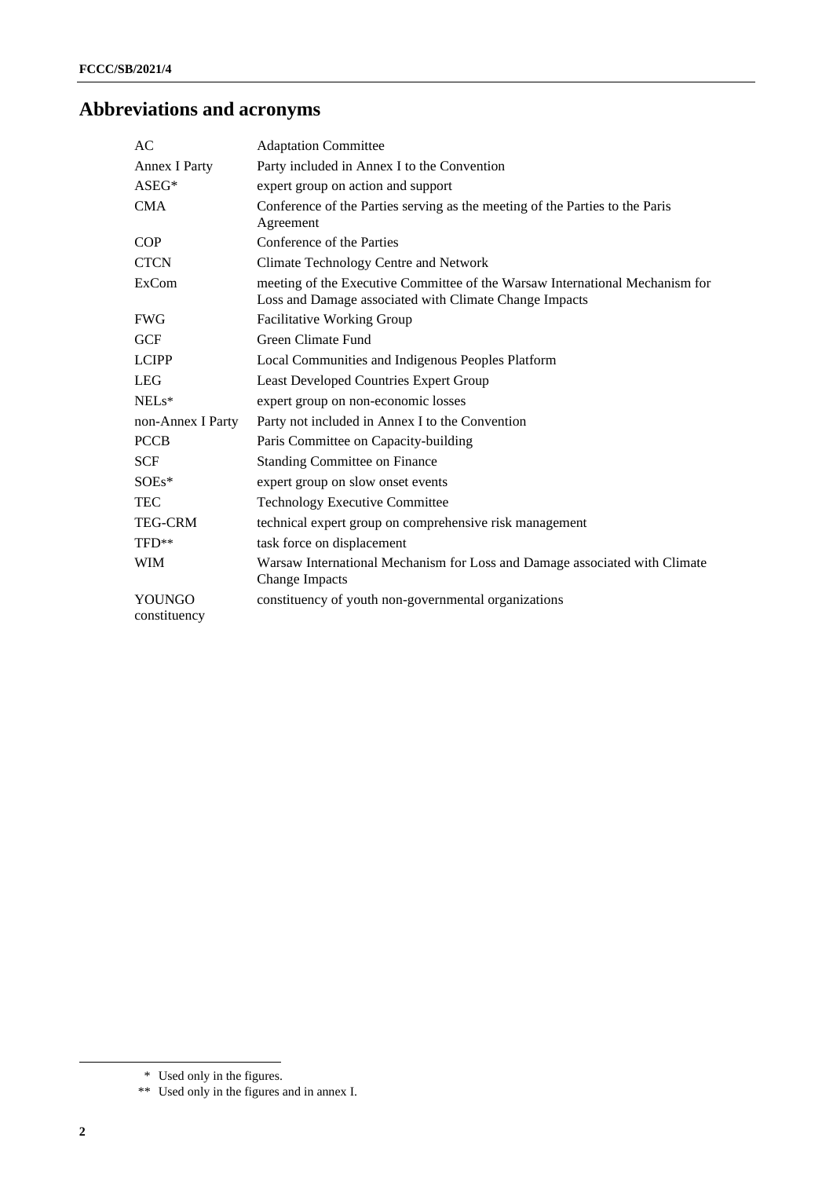# Abbreviations and acronyms

| | |
|---|---|
| AC | Adaptation Committee |
| Annex I Party | Party included in Annex I to the Convention |
| ASEG* | expert group on action and support |
| CMA | Conference of the Parties serving as the meeting of the Parties to the Paris Agreement |
| COP | Conference of the Parties |
| CTCN | Climate Technology Centre and Network |
| ExCom | meeting of the Executive Committee of the Warsaw International Mechanism for Loss and Damage associated with Climate Change Impacts |
| FWG | Facilitative Working Group |
| GCF | Green Climate Fund |
| LCIPP | Local Communities and Indigenous Peoples Platform |
| LEG | Least Developed Countries Expert Group |
| NELs* | expert group on non-economic losses |
| non-Annex I Party | Party not included in Annex I to the Convention |
| PCCB | Paris Committee on Capacity-building |
| SCF | Standing Committee on Finance |
| SOEs* | expert group on slow onset events |
| TEC | Technology Executive Committee |
| TEG-CRM | technical expert group on comprehensive risk management |
| TFD** | task force on displacement |
| WIM | Warsaw International Mechanism for Loss and Damage associated with Climate Change Impacts |
| YOUNGO constituency | constituency of youth non-governmental organizations |

\* Used only in the figures.

\** Used only in the figures and in annex I.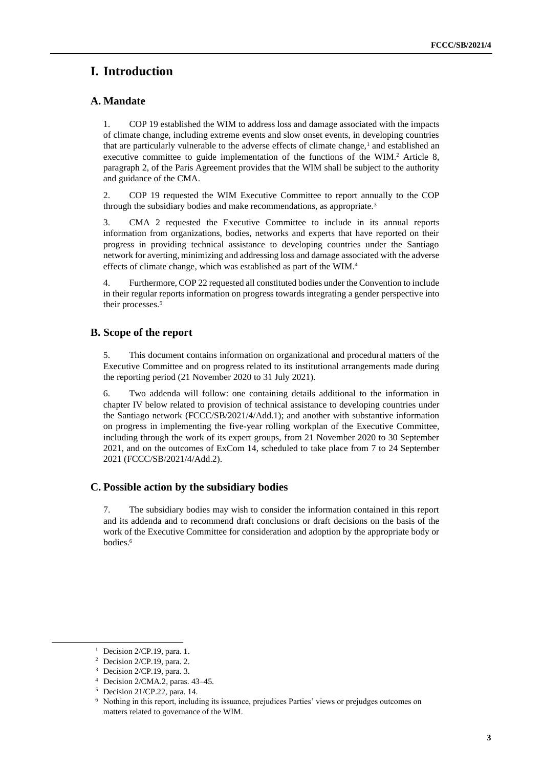# I. Introduction

## A. Mandate

1. COP 19 established the WIM to address loss and damage associated with the impacts of climate change, including extreme events and slow onset events, in developing countries that are particularly vulnerable to the adverse effects of climate change,[1] and established an executive committee to guide implementation of the functions of the WIM.[2] Article 8, paragraph 2, of the Paris Agreement provides that the WIM shall be subject to the authority and guidance of the CMA.

2. COP 19 requested the WIM Executive Committee to report annually to the COP through the subsidiary bodies and make recommendations, as appropriate.[3]

3. CMA 2 requested the Executive Committee to include in its annual reports information from organizations, bodies, networks and experts that have reported on their progress in providing technical assistance to developing countries under the Santiago network for averting, minimizing and addressing loss and damage associated with the adverse effects of climate change, which was established as part of the WIM.[4]

4. Furthermore, COP 22 requested all constituted bodies under the Convention to include in their regular reports information on progress towards integrating a gender perspective into their processes.[5]

## B. Scope of the report

5. This document contains information on organizational and procedural matters of the Executive Committee and on progress related to its institutional arrangements made during the reporting period (21 November 2020 to 31 July 2021).

6. Two addenda will follow: one containing details additional to the information in chapter IV below related to provision of technical assistance to developing countries under the Santiago network (FCCC/SB/2021/4/Add.1); and another with substantive information on progress in implementing the five-year rolling workplan of the Executive Committee, including through the work of its expert groups, from 21 November 2020 to 30 September 2021, and on the outcomes of ExCom 14, scheduled to take place from 7 to 24 September 2021 (FCCC/SB/2021/4/Add.2).

## C. Possible action by the subsidiary bodies

7. The subsidiary bodies may wish to consider the information contained in this report and its addenda and to recommend draft conclusions or draft decisions on the basis of the work of the Executive Committee for consideration and adoption by the appropriate body or bodies.[6]

---

[1] Decision 2/CP.19, para. 1.

[2] Decision 2/CP.19, para. 2.

[3] Decision 2/CP.19, para. 3.

[4] Decision 2/CMA.2, paras. 43–45.

[5] Decision 21/CP.22, para. 14.

[6] Nothing in this report, including its issuance, prejudices Parties' views or prejudges outcomes on matters related to governance of the WIM.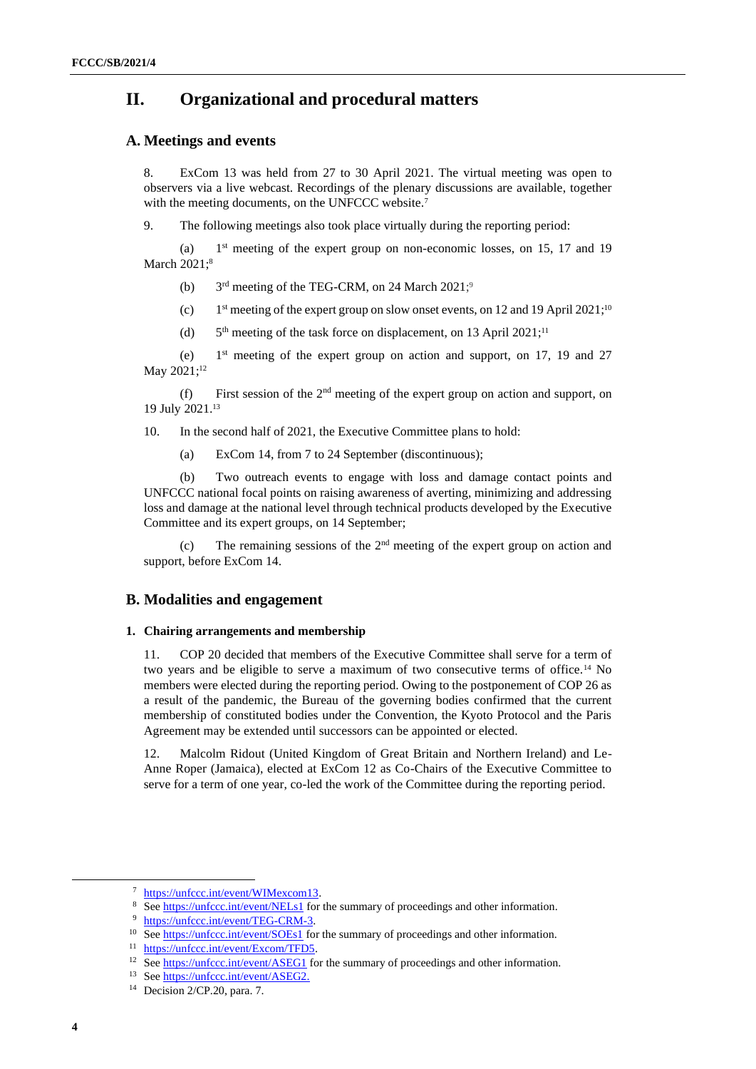# II. Organizational and procedural matters

## A. Meetings and events

8. ExCom 13 was held from 27 to 30 April 2021. The virtual meeting was open to observers via a live webcast. Recordings of the plenary discussions are available, together with the meeting documents, on the UNFCCC website.[7]

9. The following meetings also took place virtually during the reporting period:

(a) 1st meeting of the expert group on non-economic losses, on 15, 17 and 19 March 2021;[8]

(b) 3rd meeting of the TEG-CRM, on 24 March 2021;[9]

(c) 1st meeting of the expert group on slow onset events, on 12 and 19 April 2021;[10]

(d) 5th meeting of the task force on displacement, on 13 April 2021;[11]

(e) 1st meeting of the expert group on action and support, on 17, 19 and 27 May 2021;[12]

(f) First session of the 2nd meeting of the expert group on action and support, on 19 July 2021.[13]

10. In the second half of 2021, the Executive Committee plans to hold:

(a) ExCom 14, from 7 to 24 September (discontinuous);

(b) Two outreach events to engage with loss and damage contact points and UNFCCC national focal points on raising awareness of averting, minimizing and addressing loss and damage at the national level through technical products developed by the Executive Committee and its expert groups, on 14 September;

(c) The remaining sessions of the 2nd meeting of the expert group on action and support, before ExCom 14.

## B. Modalities and engagement

### 1. Chairing arrangements and membership

11. COP 20 decided that members of the Executive Committee shall serve for a term of two years and be eligible to serve a maximum of two consecutive terms of office.[14] No members were elected during the reporting period. Owing to the postponement of COP 26 as a result of the pandemic, the Bureau of the governing bodies confirmed that the current membership of constituted bodies under the Convention, the Kyoto Protocol and the Paris Agreement may be extended until successors can be appointed or elected.

12. Malcolm Ridout (United Kingdom of Great Britain and Northern Ireland) and Le-Anne Roper (Jamaica), elected at ExCom 12 as Co-Chairs of the Executive Committee to serve for a term of one year, co-led the work of the Committee during the reporting period.

---

[7] https://unfccc.int/event/WIMexcom13.

[8] See https://unfccc.int/event/NELs1 for the summary of proceedings and other information.

[9] https://unfccc.int/event/TEG-CRM-3.

[10] See https://unfccc.int/event/SOEs1 for the summary of proceedings and other information.

[11] https://unfccc.int/event/Excom/TFD5.

[12] See https://unfccc.int/event/ASEG1 for the summary of proceedings and other information.

[13] See https://unfccc.int/event/ASEG2.

[14] Decision 2/CP.20, para. 7.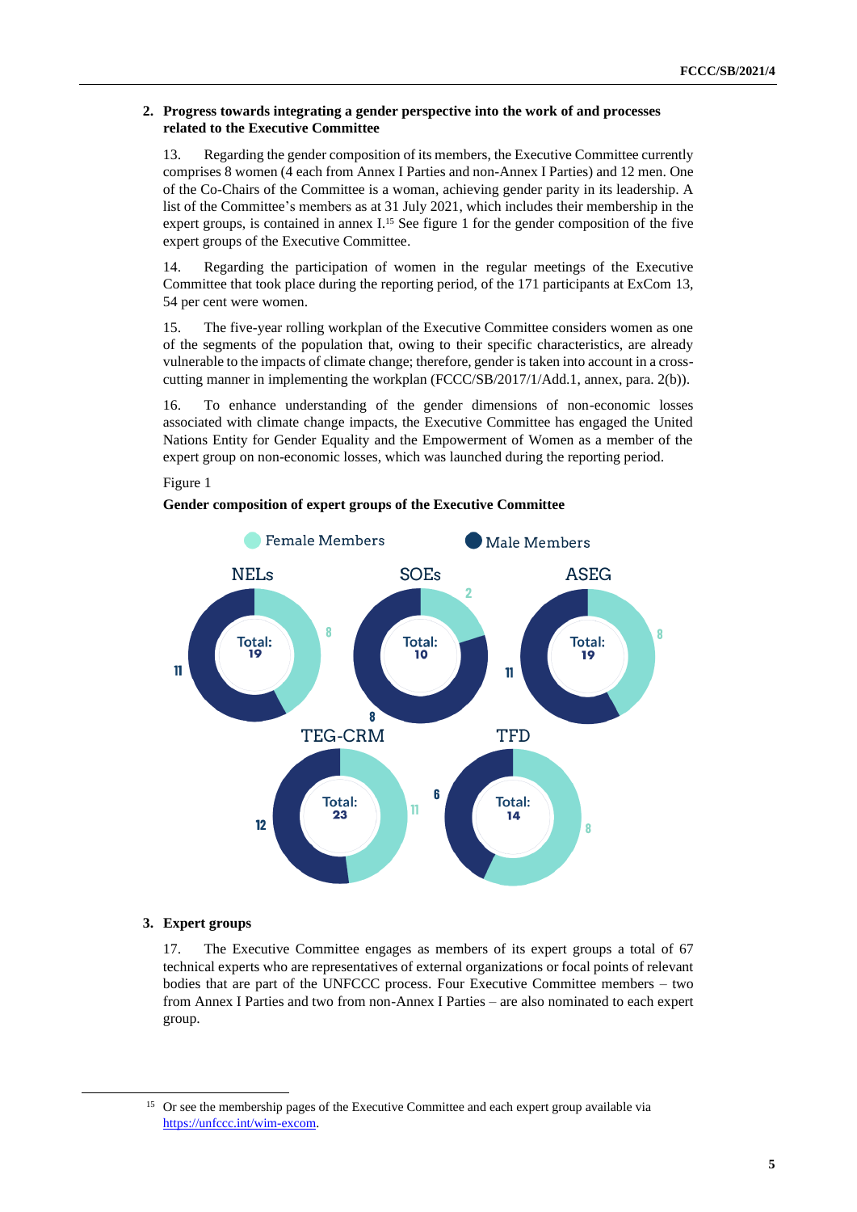### 2. Progress towards integrating a gender perspective into the work of and processes related to the Executive Committee

13. Regarding the gender composition of its members, the Executive Committee currently comprises 8 women (4 each from Annex I Parties and non-Annex I Parties) and 12 men. One of the Co-Chairs of the Committee is a woman, achieving gender parity in its leadership. A list of the Committee's members as at 31 July 2021, which includes their membership in the expert groups, is contained in annex I.[15] See figure 1 for the gender composition of the five expert groups of the Executive Committee.

14. Regarding the participation of women in the regular meetings of the Executive Committee that took place during the reporting period, of the 171 participants at ExCom 13, 54 per cent were women.

15. The five-year rolling workplan of the Executive Committee considers women as one of the segments of the population that, owing to their specific characteristics, are already vulnerable to the impacts of climate change; therefore, gender is taken into account in a cross-cutting manner in implementing the workplan (FCCC/SB/2017/1/Add.1, annex, para. 2(b)).

16. To enhance understanding of the gender dimensions of non-economic losses associated with climate change impacts, the Executive Committee has engaged the United Nations Entity for Gender Equality and the Empowerment of Women as a member of the expert group on non-economic losses, which was launched during the reporting period.

Figure 1

**Gender composition of expert groups of the Executive Committee**

Female Members
Male Members

NELs
Total: 19
8
11

SOEs
Total: 10
2
8

ASEG
Total: 19
8
11

TEG-CRM
Total: 23
11
12

TFD
Total: 14
8
6

### 3. Expert groups

17. The Executive Committee engages as members of its expert groups a total of 67 technical experts who are representatives of external organizations or focal points of relevant bodies that are part of the UNFCCC process. Four Executive Committee members – two from Annex I Parties and two from non-Annex I Parties – are also nominated to each expert group.

---

[15] Or see the membership pages of the Executive Committee and each expert group available via https://unfccc.int/wim-excom.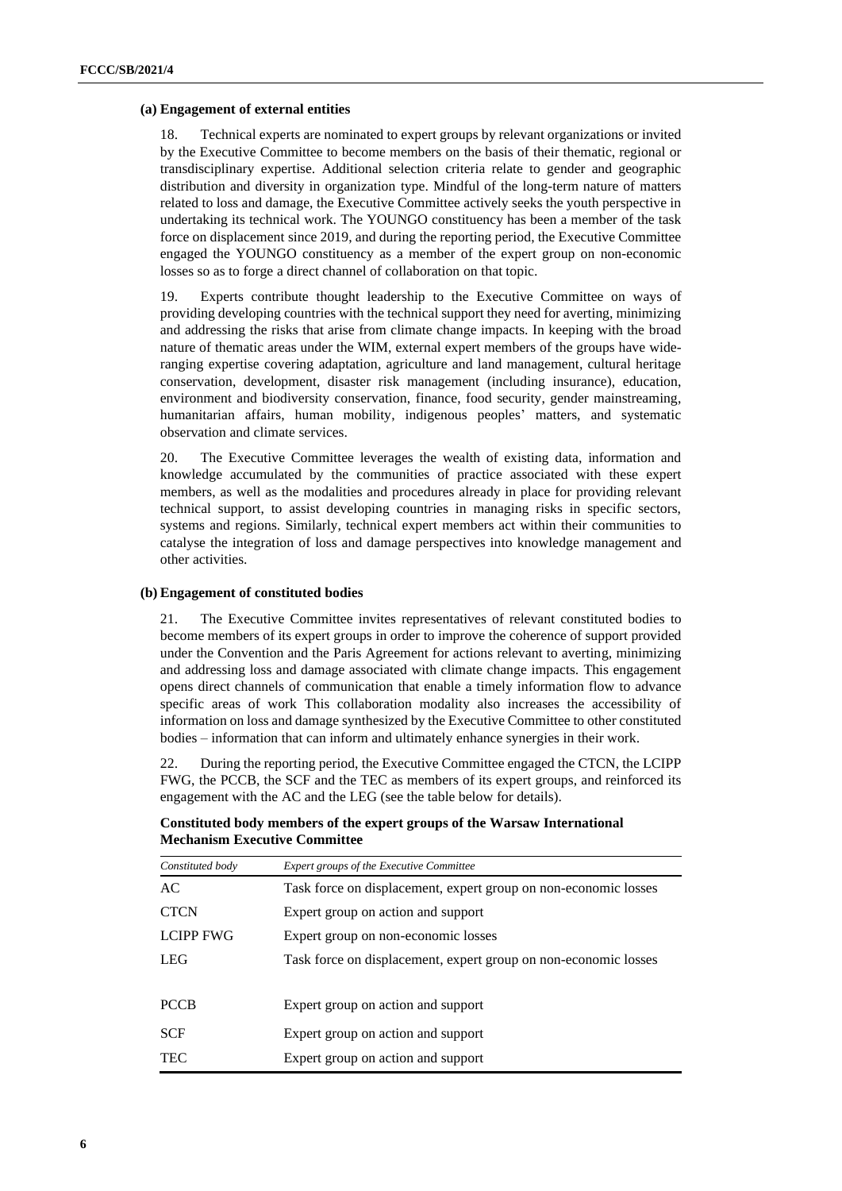#### (a) Engagement of external entities

18. Technical experts are nominated to expert groups by relevant organizations or invited by the Executive Committee to become members on the basis of their thematic, regional or transdisciplinary expertise. Additional selection criteria relate to gender and geographic distribution and diversity in organization type. Mindful of the long-term nature of matters related to loss and damage, the Executive Committee actively seeks the youth perspective in undertaking its technical work. The YOUNGO constituency has been a member of the task force on displacement since 2019, and during the reporting period, the Executive Committee engaged the YOUNGO constituency as a member of the expert group on non-economic losses so as to forge a direct channel of collaboration on that topic.

19. Experts contribute thought leadership to the Executive Committee on ways of providing developing countries with the technical support they need for averting, minimizing and addressing the risks that arise from climate change impacts. In keeping with the broad nature of thematic areas under the WIM, external expert members of the groups have wide-ranging expertise covering adaptation, agriculture and land management, cultural heritage conservation, development, disaster risk management (including insurance), education, environment and biodiversity conservation, finance, food security, gender mainstreaming, humanitarian affairs, human mobility, indigenous peoples' matters, and systematic observation and climate services.

20. The Executive Committee leverages the wealth of existing data, information and knowledge accumulated by the communities of practice associated with these expert members, as well as the modalities and procedures already in place for providing relevant technical support, to assist developing countries in managing risks in specific sectors, systems and regions. Similarly, technical expert members act within their communities to catalyse the integration of loss and damage perspectives into knowledge management and other activities.

#### (b) Engagement of constituted bodies

21. The Executive Committee invites representatives of relevant constituted bodies to become members of its expert groups in order to improve the coherence of support provided under the Convention and the Paris Agreement for actions relevant to averting, minimizing and addressing loss and damage associated with climate change impacts. This engagement opens direct channels of communication that enable a timely information flow to advance specific areas of work This collaboration modality also increases the accessibility of information on loss and damage synthesized by the Executive Committee to other constituted bodies – information that can inform and ultimately enhance synergies in their work.

22. During the reporting period, the Executive Committee engaged the CTCN, the LCIPP FWG, the PCCB, the SCF and the TEC as members of its expert groups, and reinforced its engagement with the AC and the LEG (see the table below for details).

**Constituted body members of the expert groups of the Warsaw International Mechanism Executive Committee**

| *Constituted body* | *Expert groups of the Executive Committee* |
|---|---|
| AC | Task force on displacement, expert group on non-economic losses |
| CTCN | Expert group on action and support |
| LCIPP FWG | Expert group on non-economic losses |
| LEG | Task force on displacement, expert group on non-economic losses |
| PCCB | Expert group on action and support |
| SCF | Expert group on action and support |
| TEC | Expert group on action and support |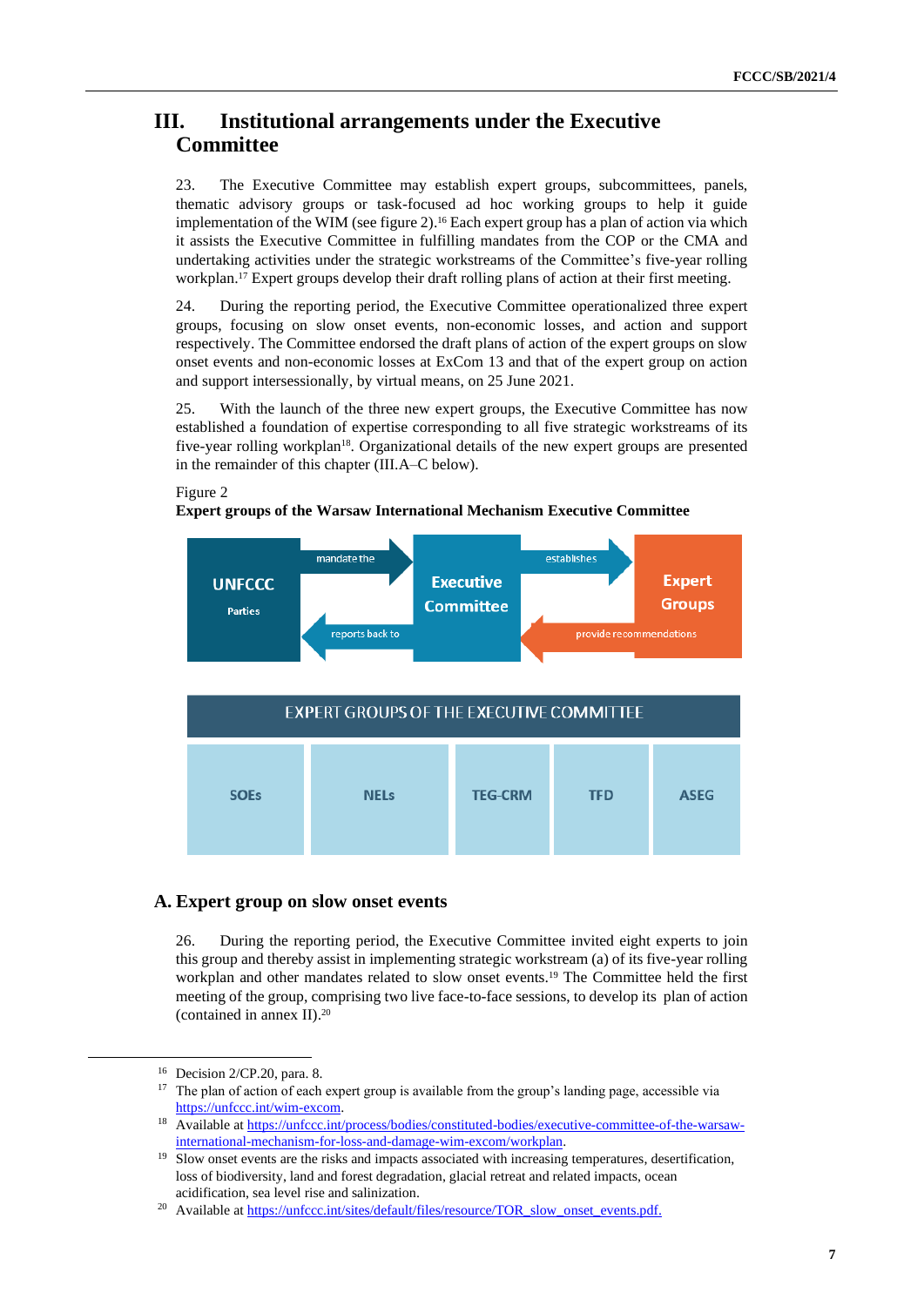# III. Institutional arrangements under the Executive Committee

23. The Executive Committee may establish expert groups, subcommittees, panels, thematic advisory groups or task-focused ad hoc working groups to help it guide implementation of the WIM (see figure 2).[16] Each expert group has a plan of action via which it assists the Executive Committee in fulfilling mandates from the COP or the CMA and undertaking activities under the strategic workstreams of the Committee's five-year rolling workplan.[17] Expert groups develop their draft rolling plans of action at their first meeting.

24. During the reporting period, the Executive Committee operationalized three expert groups, focusing on slow onset events, non-economic losses, and action and support respectively. The Committee endorsed the draft plans of action of the expert groups on slow onset events and non-economic losses at ExCom 13 and that of the expert group on action and support intersessionally, by virtual means, on 25 June 2021.

25. With the launch of the three new expert groups, the Executive Committee has now established a foundation of expertise corresponding to all five strategic workstreams of its five-year rolling workplan[18]. Organizational details of the new expert groups are presented in the remainder of this chapter (III.A–C below).

Figure 2

**Expert groups of the Warsaw International Mechanism Executive Committee**

UNFCCC Parties — mandate the → Executive Committee — establishes → Expert Groups

Expert Groups — provide recommendations → Executive Committee — reports back to → UNFCCC Parties

| EXPERT GROUPS OF THE EXECUTIVE COMMITTEE | | | | |
|---|---|---|---|---|
| SOEs | NELs | TEG-CRM | TFD | ASEG |

## A. Expert group on slow onset events

26. During the reporting period, the Executive Committee invited eight experts to join this group and thereby assist in implementing strategic workstream (a) of its five-year rolling workplan and other mandates related to slow onset events.[19] The Committee held the first meeting of the group, comprising two live face-to-face sessions, to develop its plan of action (contained in annex II).[20]

---

[16] Decision 2/CP.20, para. 8.

[17] The plan of action of each expert group is available from the group's landing page, accessible via https://unfccc.int/wim-excom.

[18] Available at https://unfccc.int/process/bodies/constituted-bodies/executive-committee-of-the-warsaw-international-mechanism-for-loss-and-damage-wim-excom/workplan.

[19] Slow onset events are the risks and impacts associated with increasing temperatures, desertification, loss of biodiversity, land and forest degradation, glacial retreat and related impacts, ocean acidification, sea level rise and salinization.

[20] Available at https://unfccc.int/sites/default/files/resource/TOR_slow_onset_events.pdf.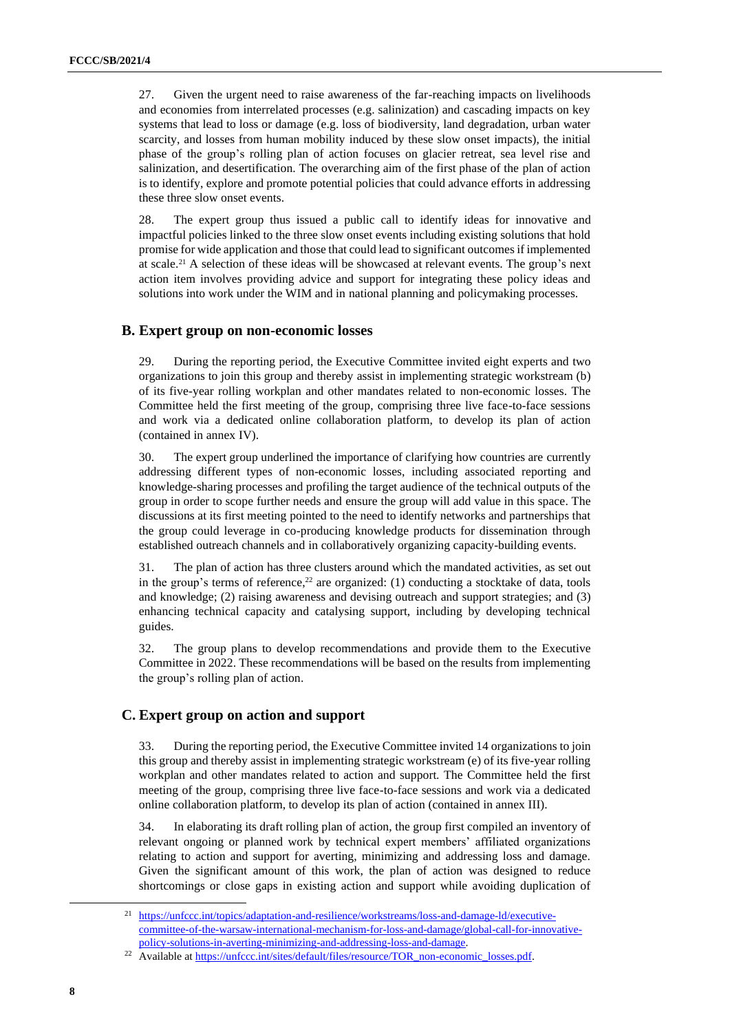27. Given the urgent need to raise awareness of the far-reaching impacts on livelihoods and economies from interrelated processes (e.g. salinization) and cascading impacts on key systems that lead to loss or damage (e.g. loss of biodiversity, land degradation, urban water scarcity, and losses from human mobility induced by these slow onset impacts), the initial phase of the group's rolling plan of action focuses on glacier retreat, sea level rise and salinization, and desertification. The overarching aim of the first phase of the plan of action is to identify, explore and promote potential policies that could advance efforts in addressing these three slow onset events.

28. The expert group thus issued a public call to identify ideas for innovative and impactful policies linked to the three slow onset events including existing solutions that hold promise for wide application and those that could lead to significant outcomes if implemented at scale.[21] A selection of these ideas will be showcased at relevant events. The group's next action item involves providing advice and support for integrating these policy ideas and solutions into work under the WIM and in national planning and policymaking processes.

## B. Expert group on non-economic losses

29. During the reporting period, the Executive Committee invited eight experts and two organizations to join this group and thereby assist in implementing strategic workstream (b) of its five-year rolling workplan and other mandates related to non-economic losses. The Committee held the first meeting of the group, comprising three live face-to-face sessions and work via a dedicated online collaboration platform, to develop its plan of action (contained in annex IV).

30. The expert group underlined the importance of clarifying how countries are currently addressing different types of non-economic losses, including associated reporting and knowledge-sharing processes and profiling the target audience of the technical outputs of the group in order to scope further needs and ensure the group will add value in this space. The discussions at its first meeting pointed to the need to identify networks and partnerships that the group could leverage in co-producing knowledge products for dissemination through established outreach channels and in collaboratively organizing capacity-building events.

31. The plan of action has three clusters around which the mandated activities, as set out in the group's terms of reference,[22] are organized: (1) conducting a stocktake of data, tools and knowledge; (2) raising awareness and devising outreach and support strategies; and (3) enhancing technical capacity and catalysing support, including by developing technical guides.

32. The group plans to develop recommendations and provide them to the Executive Committee in 2022. These recommendations will be based on the results from implementing the group's rolling plan of action.

## C. Expert group on action and support

33. During the reporting period, the Executive Committee invited 14 organizations to join this group and thereby assist in implementing strategic workstream (e) of its five-year rolling workplan and other mandates related to action and support. The Committee held the first meeting of the group, comprising three live face-to-face sessions and work via a dedicated online collaboration platform, to develop its plan of action (contained in annex III).

34. In elaborating its draft rolling plan of action, the group first compiled an inventory of relevant ongoing or planned work by technical expert members' affiliated organizations relating to action and support for averting, minimizing and addressing loss and damage. Given the significant amount of this work, the plan of action was designed to reduce shortcomings or close gaps in existing action and support while avoiding duplication of

[21] https://unfccc.int/topics/adaptation-and-resilience/workstreams/loss-and-damage-ld/executive-committee-of-the-warsaw-international-mechanism-for-loss-and-damage/global-call-for-innovative-policy-solutions-in-averting-minimizing-and-addressing-loss-and-damage.

[22] Available at https://unfccc.int/sites/default/files/resource/TOR_non-economic_losses.pdf.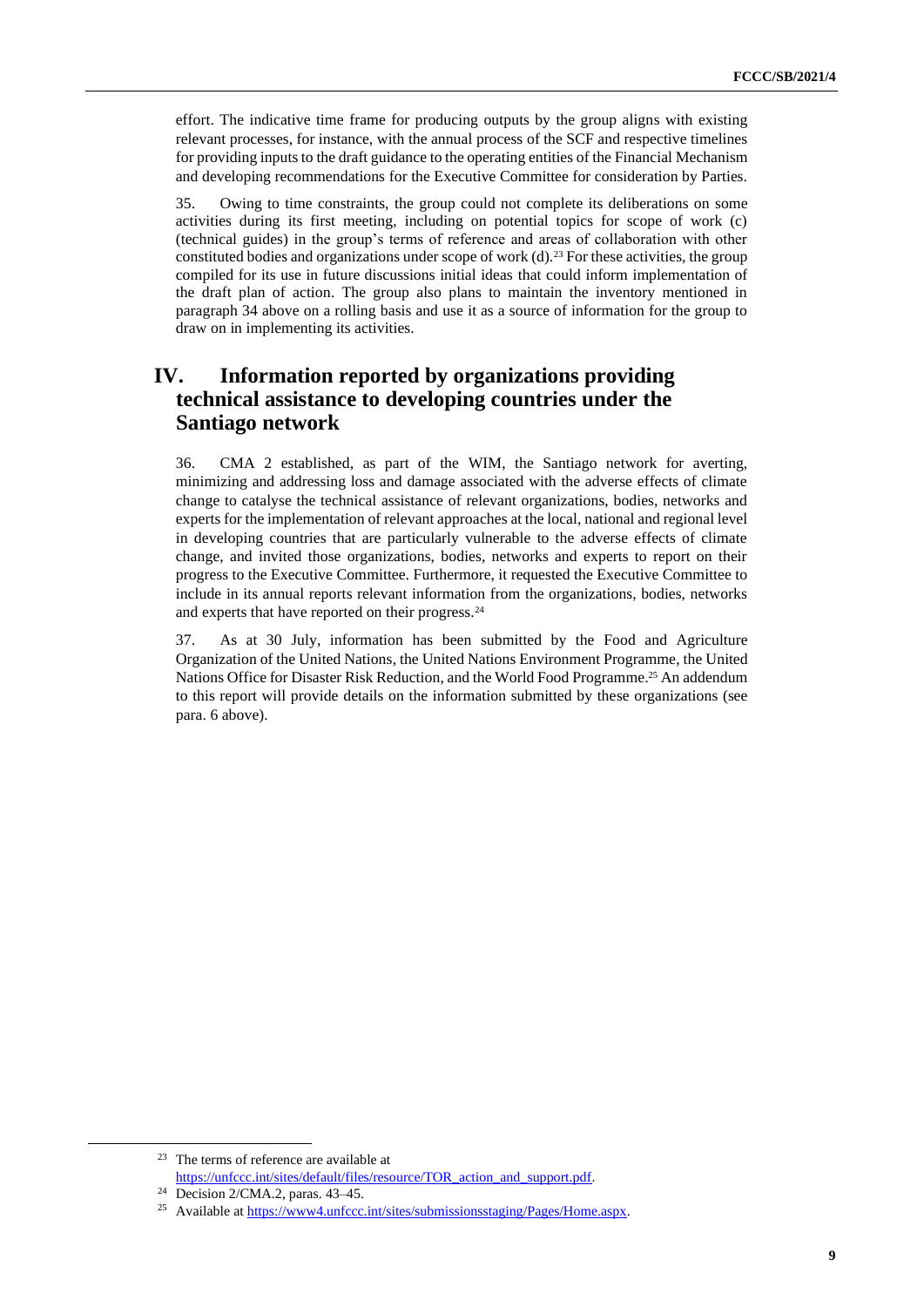effort. The indicative time frame for producing outputs by the group aligns with existing relevant processes, for instance, with the annual process of the SCF and respective timelines for providing inputs to the draft guidance to the operating entities of the Financial Mechanism and developing recommendations for the Executive Committee for consideration by Parties.

35. Owing to time constraints, the group could not complete its deliberations on some activities during its first meeting, including on potential topics for scope of work (c) (technical guides) in the group's terms of reference and areas of collaboration with other constituted bodies and organizations under scope of work (d).[23] For these activities, the group compiled for its use in future discussions initial ideas that could inform implementation of the draft plan of action. The group also plans to maintain the inventory mentioned in paragraph 34 above on a rolling basis and use it as a source of information for the group to draw on in implementing its activities.

## IV. Information reported by organizations providing technical assistance to developing countries under the Santiago network

36. CMA 2 established, as part of the WIM, the Santiago network for averting, minimizing and addressing loss and damage associated with the adverse effects of climate change to catalyse the technical assistance of relevant organizations, bodies, networks and experts for the implementation of relevant approaches at the local, national and regional level in developing countries that are particularly vulnerable to the adverse effects of climate change, and invited those organizations, bodies, networks and experts to report on their progress to the Executive Committee. Furthermore, it requested the Executive Committee to include in its annual reports relevant information from the organizations, bodies, networks and experts that have reported on their progress.[24]

37. As at 30 July, information has been submitted by the Food and Agriculture Organization of the United Nations, the United Nations Environment Programme, the United Nations Office for Disaster Risk Reduction, and the World Food Programme.[25] An addendum to this report will provide details on the information submitted by these organizations (see para. 6 above).

---

[23] The terms of reference are available at https://unfccc.int/sites/default/files/resource/TOR_action_and_support.pdf.

[24] Decision 2/CMA.2, paras. 43–45.

[25] Available at https://www4.unfccc.int/sites/submissionsstaging/Pages/Home.aspx.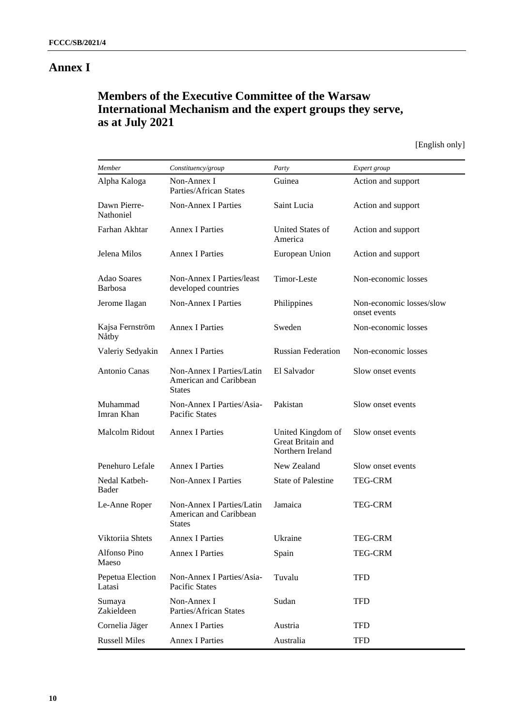# Annex I

## Members of the Executive Committee of the Warsaw International Mechanism and the expert groups they serve, as at July 2021

[English only]

| *Member* | *Constituency/group* | *Party* | *Expert group* |
|---|---|---|---|
| Alpha Kaloga | Non-Annex I Parties/African States | Guinea | Action and support |
| Dawn Pierre-Nathoniel | Non-Annex I Parties | Saint Lucia | Action and support |
| Farhan Akhtar | Annex I Parties | United States of America | Action and support |
| Jelena Milos | Annex I Parties | European Union | Action and support |
| Adao Soares Barbosa | Non-Annex I Parties/least developed countries | Timor-Leste | Non-economic losses |
| Jerome Ilagan | Non-Annex I Parties | Philippines | Non-economic losses/slow onset events |
| Kajsa Fernström Nåtby | Annex I Parties | Sweden | Non-economic losses |
| Valeriy Sedyakin | Annex I Parties | Russian Federation | Non-economic losses |
| Antonio Canas | Non-Annex I Parties/Latin American and Caribbean States | El Salvador | Slow onset events |
| Muhammad Imran Khan | Non-Annex I Parties/Asia-Pacific States | Pakistan | Slow onset events |
| Malcolm Ridout | Annex I Parties | United Kingdom of Great Britain and Northern Ireland | Slow onset events |
| Penehuro Lefale | Annex I Parties | New Zealand | Slow onset events |
| Nedal Katbeh-Bader | Non-Annex I Parties | State of Palestine | TEG-CRM |
| Le-Anne Roper | Non-Annex I Parties/Latin American and Caribbean States | Jamaica | TEG-CRM |
| Viktoriia Shtets | Annex I Parties | Ukraine | TEG-CRM |
| Alfonso Pino Maeso | Annex I Parties | Spain | TEG-CRM |
| Pepetua Election Latasi | Non-Annex I Parties/Asia-Pacific States | Tuvalu | TFD |
| Sumaya Zakieldeen | Non-Annex I Parties/African States | Sudan | TFD |
| Cornelia Jäger | Annex I Parties | Austria | TFD |
| Russell Miles | Annex I Parties | Australia | TFD |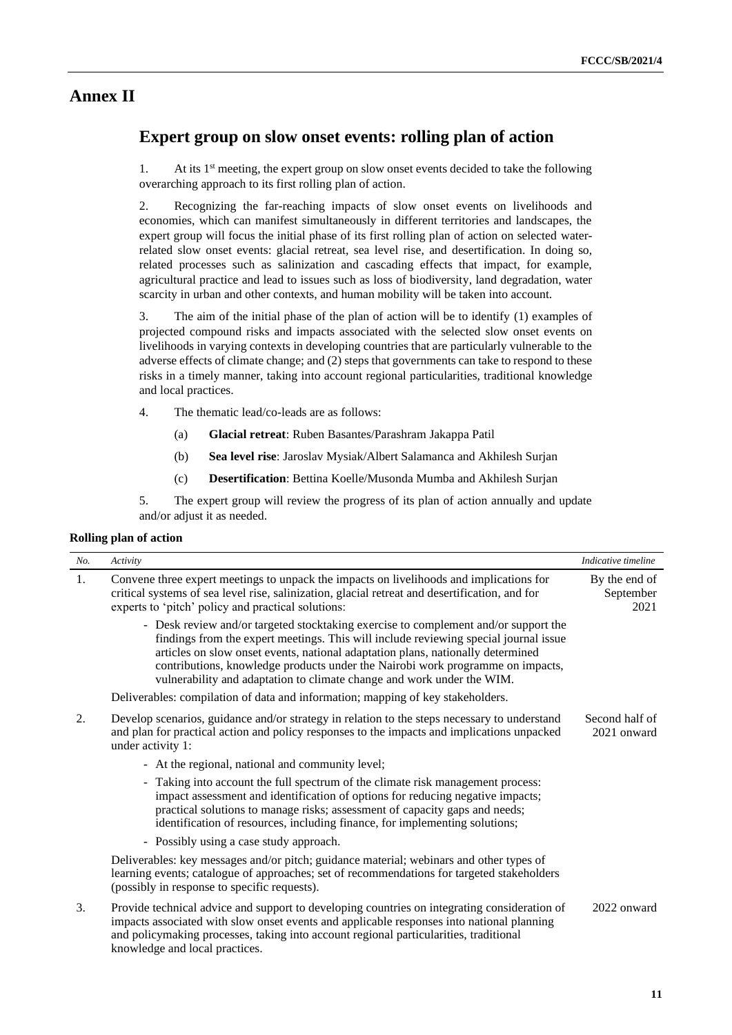# Annex II

## Expert group on slow onset events: rolling plan of action

1. At its 1st meeting, the expert group on slow onset events decided to take the following overarching approach to its first rolling plan of action.

2. Recognizing the far-reaching impacts of slow onset events on livelihoods and economies, which can manifest simultaneously in different territories and landscapes, the expert group will focus the initial phase of its first rolling plan of action on selected water-related slow onset events: glacial retreat, sea level rise, and desertification. In doing so, related processes such as salinization and cascading effects that impact, for example, agricultural practice and lead to issues such as loss of biodiversity, land degradation, water scarcity in urban and other contexts, and human mobility will be taken into account.

3. The aim of the initial phase of the plan of action will be to identify (1) examples of projected compound risks and impacts associated with the selected slow onset events on livelihoods in varying contexts in developing countries that are particularly vulnerable to the adverse effects of climate change; and (2) steps that governments can take to respond to these risks in a timely manner, taking into account regional particularities, traditional knowledge and local practices.

4. The thematic lead/co-leads are as follows:

(a) **Glacial retreat**: Ruben Basantes/Parashram Jakappa Patil

(b) **Sea level rise**: Jaroslav Mysiak/Albert Salamanca and Akhilesh Surjan

(c) **Desertification**: Bettina Koelle/Musonda Mumba and Akhilesh Surjan

5. The expert group will review the progress of its plan of action annually and update and/or adjust it as needed.

**Rolling plan of action**

| *No.* | *Activity* | *Indicative timeline* |
|---|---|---|
| 1. | Convene three expert meetings to unpack the impacts on livelihoods and implications for critical systems of sea level rise, salinization, glacial retreat and desertification, and for experts to 'pitch' policy and practical solutions:<br>- Desk review and/or targeted stocktaking exercise to complement and/or support the findings from the expert meetings. This will include reviewing special journal issue articles on slow onset events, national adaptation plans, nationally determined contributions, knowledge products under the Nairobi work programme on impacts, vulnerability and adaptation to climate change and work under the WIM.<br>Deliverables: compilation of data and information; mapping of key stakeholders. | By the end of September 2021 |
| 2. | Develop scenarios, guidance and/or strategy in relation to the steps necessary to understand and plan for practical action and policy responses to the impacts and implications unpacked under activity 1:<br>- At the regional, national and community level;<br>- Taking into account the full spectrum of the climate risk management process: impact assessment and identification of options for reducing negative impacts; practical solutions to manage risks; assessment of capacity gaps and needs; identification of resources, including finance, for implementing solutions;<br>- Possibly using a case study approach.<br>Deliverables: key messages and/or pitch; guidance material; webinars and other types of learning events; catalogue of approaches; set of recommendations for targeted stakeholders (possibly in response to specific requests). | Second half of 2021 onward |
| 3. | Provide technical advice and support to developing countries on integrating consideration of impacts associated with slow onset events and applicable responses into national planning and policymaking processes, taking into account regional particularities, traditional knowledge and local practices. | 2022 onward |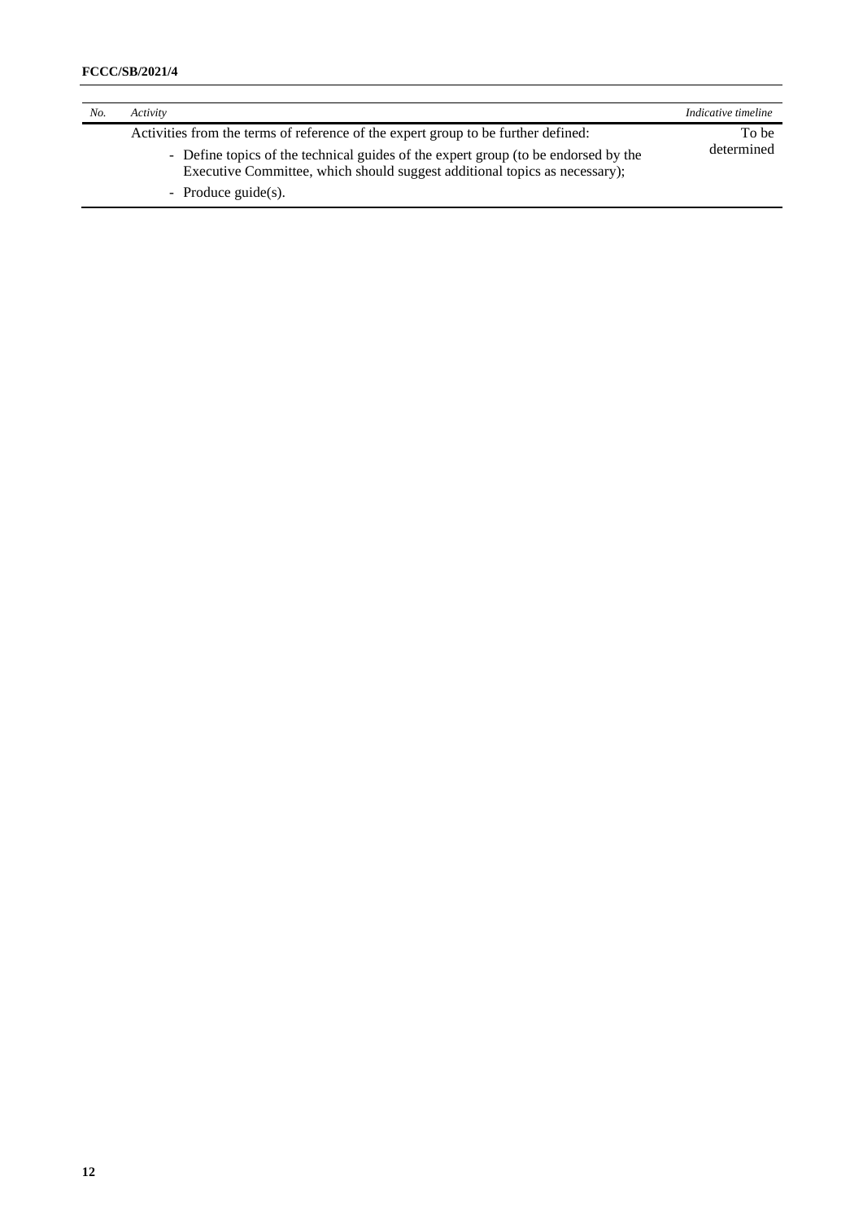| *No.* | *Activity* | *Indicative timeline* |
| --- | --- | --- |
| | Activities from the terms of reference of the expert group to be further defined:<br>- Define topics of the technical guides of the expert group (to be endorsed by the Executive Committee, which should suggest additional topics as necessary);<br>- Produce guide(s). | To be determined |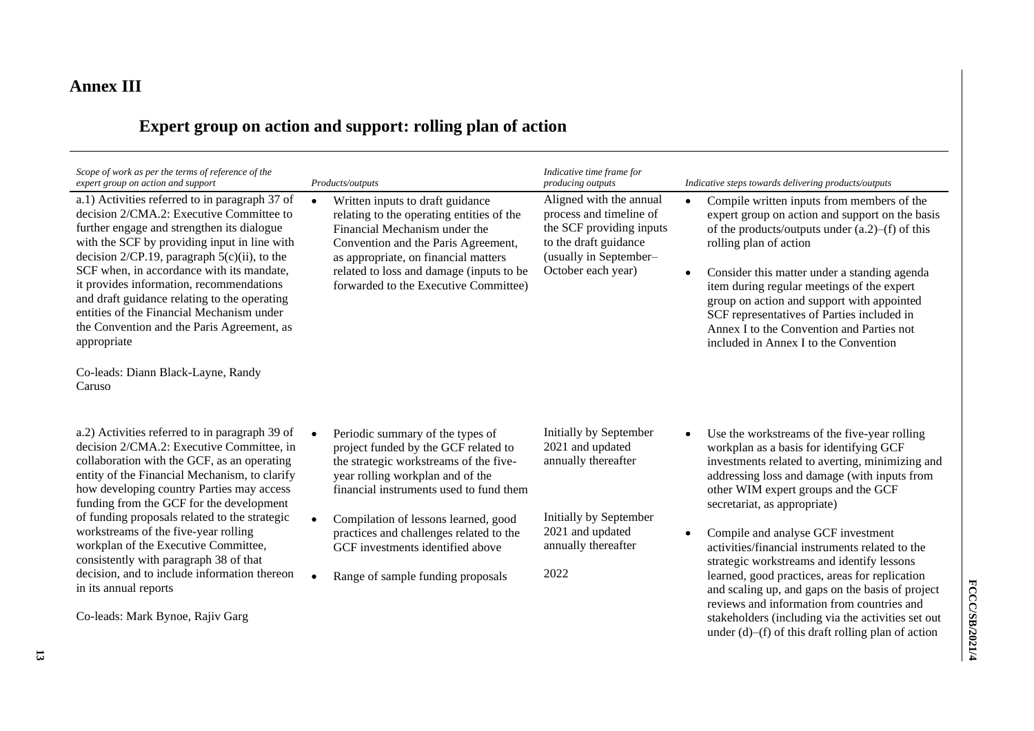# Annex III

## Expert group on action and support: rolling plan of action

| *Scope of work as per the terms of reference of the expert group on action and support* | *Products/outputs* | *Indicative time frame for producing outputs* | *Indicative steps towards delivering products/outputs* |
|---|---|---|---|
| a.1) Activities referred to in paragraph 37 of decision 2/CMA.2: Executive Committee to further engage and strengthen its dialogue with the SCF by providing input in line with decision 2/CP.19, paragraph 5(c)(ii), to the SCF when, in accordance with its mandate, it provides information, recommendations and draft guidance relating to the operating entities of the Financial Mechanism under the Convention and the Paris Agreement, as appropriate<br><br>Co-leads: Diann Black-Layne, Randy Caruso | • Written inputs to draft guidance relating to the operating entities of the Financial Mechanism under the Convention and the Paris Agreement, as appropriate, on financial matters related to loss and damage (inputs to be forwarded to the Executive Committee) | Aligned with the annual process and timeline of the SCF providing inputs to the draft guidance (usually in September–October each year) | • Compile written inputs from members of the expert group on action and support on the basis of the products/outputs under (a.2)–(f) of this rolling plan of action<br><br>• Consider this matter under a standing agenda item during regular meetings of the expert group on action and support with appointed SCF representatives of Parties included in Annex I to the Convention and Parties not included in Annex I to the Convention |
| a.2) Activities referred to in paragraph 39 of decision 2/CMA.2: Executive Committee, in collaboration with the GCF, as an operating entity of the Financial Mechanism, to clarify how developing country Parties may access funding from the GCF for the development of funding proposals related to the strategic workstreams of the five-year rolling workplan of the Executive Committee, consistently with paragraph 38 of that decision, and to include information thereon in its annual reports<br><br>Co-leads: Mark Bynoe, Rajiv Garg | • Periodic summary of the types of project funded by the GCF related to the strategic workstreams of the five-year rolling workplan and of the financial instruments used to fund them<br><br>• Compilation of lessons learned, good practices and challenges related to the GCF investments identified above<br><br>• Range of sample funding proposals | Initially by September 2021 and updated annually thereafter<br><br>Initially by September 2021 and updated annually thereafter<br><br>2022 | • Use the workstreams of the five-year rolling workplan as a basis for identifying GCF investments related to averting, minimizing and addressing loss and damage (with inputs from other WIM expert groups and the GCF secretariat, as appropriate)<br><br>• Compile and analyse GCF investment activities/financial instruments related to the strategic workstreams and identify lessons learned, good practices, areas for replication and scaling up, and gaps on the basis of project reviews and information from countries and stakeholders (including via the activities set out under (d)–(f) of this draft rolling plan of action |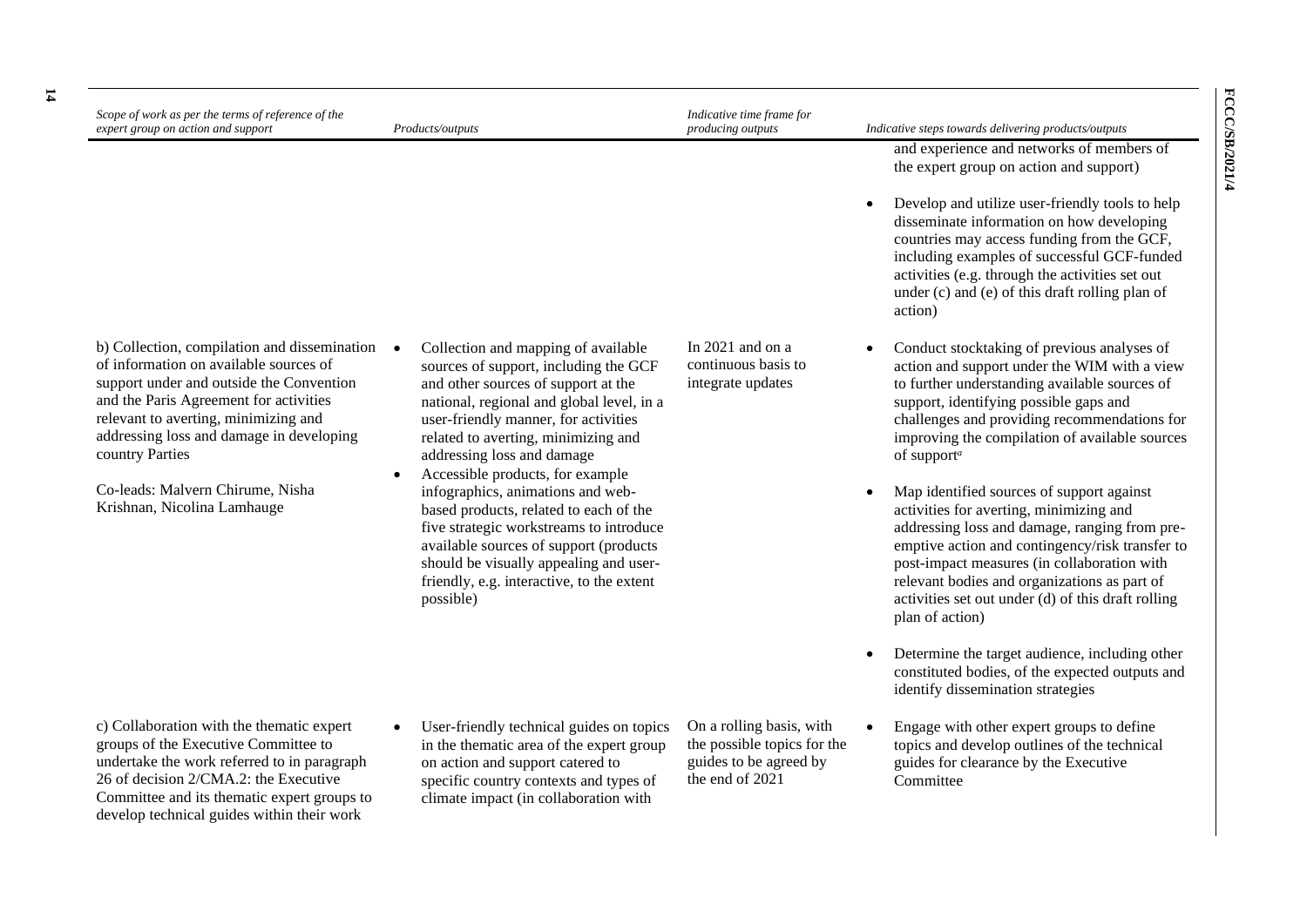| Scope of work as per the terms of reference of the expert group on action and support | Products/outputs | Indicative time frame for producing outputs | Indicative steps towards delivering products/outputs |
|---|---|---|---|
| | | | and experience and networks of members of the expert group on action and support)<br><br>• Develop and utilize user-friendly tools to help disseminate information on how developing countries may access funding from the GCF, including examples of successful GCF-funded activities (e.g. through the activities set out under (c) and (e) of this draft rolling plan of action) |
| b) Collection, compilation and dissemination of information on available sources of support under and outside the Convention and the Paris Agreement for activities relevant to averting, minimizing and addressing loss and damage in developing country Parties<br><br>Co-leads: Malvern Chirume, Nisha Krishnan, Nicolina Lamhauge | • Collection and mapping of available sources of support, including the GCF and other sources of support at the national, regional and global level, in a user-friendly manner, for activities related to averting, minimizing and addressing loss and damage<br>• Accessible products, for example infographics, animations and web-based products, related to each of the five strategic workstreams to introduce available sources of support (products should be visually appealing and user-friendly, e.g. interactive, to the extent possible) | In 2021 and on a continuous basis to integrate updates | • Conduct stocktaking of previous analyses of action and support under the WIM with a view to further understanding available sources of support, identifying possible gaps and challenges and providing recommendations for improving the compilation of available sources of support[a]<br><br>• Map identified sources of support against activities for averting, minimizing and addressing loss and damage, ranging from pre-emptive action and contingency/risk transfer to post-impact measures (in collaboration with relevant bodies and organizations as part of activities set out under (d) of this draft rolling plan of action)<br><br>• Determine the target audience, including other constituted bodies, of the expected outputs and identify dissemination strategies |
| c) Collaboration with the thematic expert groups of the Executive Committee to undertake the work referred to in paragraph 26 of decision 2/CMA.2: the Executive Committee and its thematic expert groups to develop technical guides within their work | • User-friendly technical guides on topics in the thematic area of the expert group on action and support catered to specific country contexts and types of climate impact (in collaboration with | On a rolling basis, with the possible topics for the guides to be agreed by the end of 2021 | • Engage with other expert groups to define topics and develop outlines of the technical guides for clearance by the Executive Committee |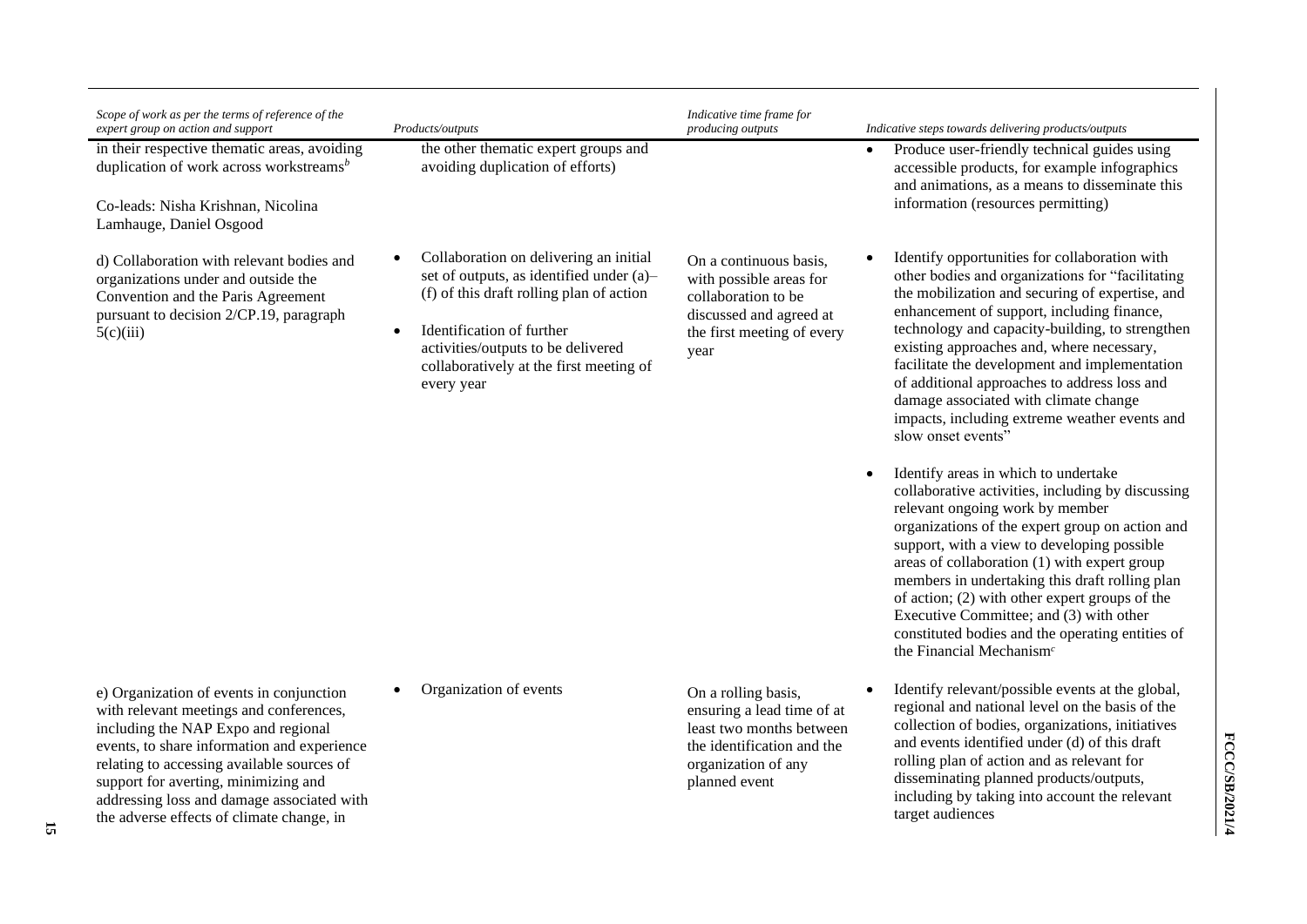| Scope of work as per the terms of reference of the expert group on action and support | Products/outputs | Indicative time frame for producing outputs | Indicative steps towards delivering products/outputs |
|---|---|---|---|
| in their respective thematic areas, avoiding duplication of work across workstreams[b]<br><br>Co-leads: Nisha Krishnan, Nicolina Lamhauge, Daniel Osgood | the other thematic expert groups and avoiding duplication of efforts) | | • Produce user-friendly technical guides using accessible products, for example infographics and animations, as a means to disseminate this information (resources permitting) |
| d) Collaboration with relevant bodies and organizations under and outside the Convention and the Paris Agreement pursuant to decision 2/CP.19, paragraph 5(c)(iii) | • Collaboration on delivering an initial set of outputs, as identified under (a)–(f) of this draft rolling plan of action<br>• Identification of further activities/outputs to be delivered collaboratively at the first meeting of every year | On a continuous basis, with possible areas for collaboration to be discussed and agreed at the first meeting of every year | • Identify opportunities for collaboration with other bodies and organizations for "facilitating the mobilization and securing of expertise, and enhancement of support, including finance, technology and capacity-building, to strengthen existing approaches and, where necessary, facilitate the development and implementation of additional approaches to address loss and damage associated with climate change impacts, including extreme weather events and slow onset events"<br>• Identify areas in which to undertake collaborative activities, including by discussing relevant ongoing work by member organizations of the expert group on action and support, with a view to developing possible areas of collaboration (1) with expert group members in undertaking this draft rolling plan of action; (2) with other expert groups of the Executive Committee; and (3) with other constituted bodies and the operating entities of the Financial Mechanism[c] |
| e) Organization of events in conjunction with relevant meetings and conferences, including the NAP Expo and regional events, to share information and experience relating to accessing available sources of support for averting, minimizing and addressing loss and damage associated with the adverse effects of climate change, in | • Organization of events | On a rolling basis, ensuring a lead time of at least two months between the identification and the organization of any planned event | • Identify relevant/possible events at the global, regional and national level on the basis of the collection of bodies, organizations, initiatives and events identified under (d) of this draft rolling plan of action and as relevant for disseminating planned products/outputs, including by taking into account the relevant target audiences |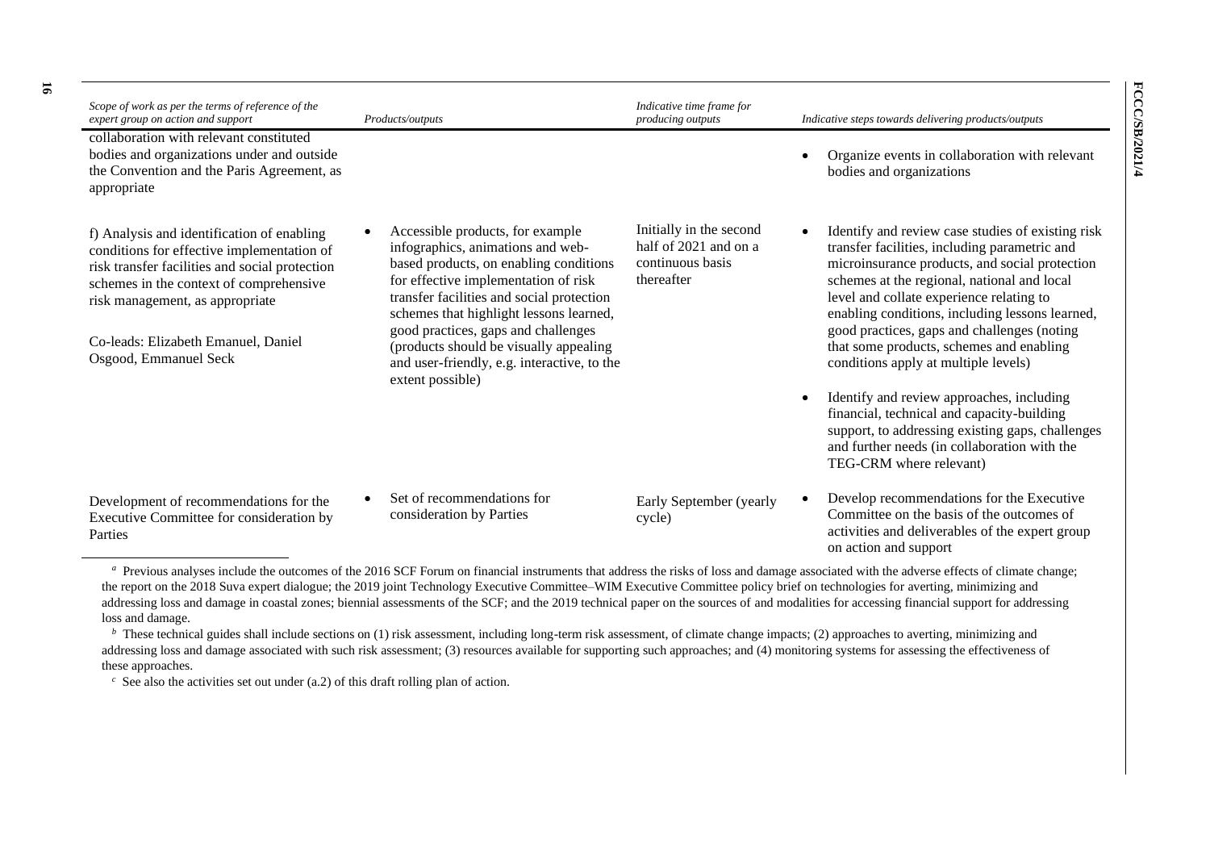| *Scope of work as per the terms of reference of the expert group on action and support* | *Products/outputs* | *Indicative time frame for producing outputs* | *Indicative steps towards delivering products/outputs* |
|---|---|---|---|
| collaboration with relevant constituted bodies and organizations under and outside the Convention and the Paris Agreement, as appropriate | | | • Organize events in collaboration with relevant bodies and organizations |
| f) Analysis and identification of enabling conditions for effective implementation of risk transfer facilities and social protection schemes in the context of comprehensive risk management, as appropriate<br><br>Co-leads: Elizabeth Emanuel, Daniel Osgood, Emmanuel Seck | • Accessible products, for example infographics, animations and web-based products, on enabling conditions for effective implementation of risk transfer facilities and social protection schemes that highlight lessons learned, good practices, gaps and challenges (products should be visually appealing and user-friendly, e.g. interactive, to the extent possible) | Initially in the second half of 2021 and on a continuous basis thereafter | • Identify and review case studies of existing risk transfer facilities, including parametric and microinsurance products, and social protection schemes at the regional, national and local level and collate experience relating to enabling conditions, including lessons learned, good practices, gaps and challenges (noting that some products, schemes and enabling conditions apply at multiple levels)<br><br>• Identify and review approaches, including financial, technical and capacity-building support, to addressing existing gaps, challenges and further needs (in collaboration with the TEG-CRM where relevant) |
| Development of recommendations for the Executive Committee for consideration by Parties | • Set of recommendations for consideration by Parties | Early September (yearly cycle) | • Develop recommendations for the Executive Committee on the basis of the outcomes of activities and deliverables of the expert group on action and support |

[a] Previous analyses include the outcomes of the 2016 SCF Forum on financial instruments that address the risks of loss and damage associated with the adverse effects of climate change; the report on the 2018 Suva expert dialogue; the 2019 joint Technology Executive Committee–WIM Executive Committee policy brief on technologies for averting, minimizing and addressing loss and damage in coastal zones; biennial assessments of the SCF; and the 2019 technical paper on the sources of and modalities for accessing financial support for addressing loss and damage.

[b] These technical guides shall include sections on (1) risk assessment, including long-term risk assessment, of climate change impacts; (2) approaches to averting, minimizing and addressing loss and damage associated with such risk assessment; (3) resources available for supporting such approaches; and (4) monitoring systems for assessing the effectiveness of these approaches.

[c] See also the activities set out under (a.2) of this draft rolling plan of action.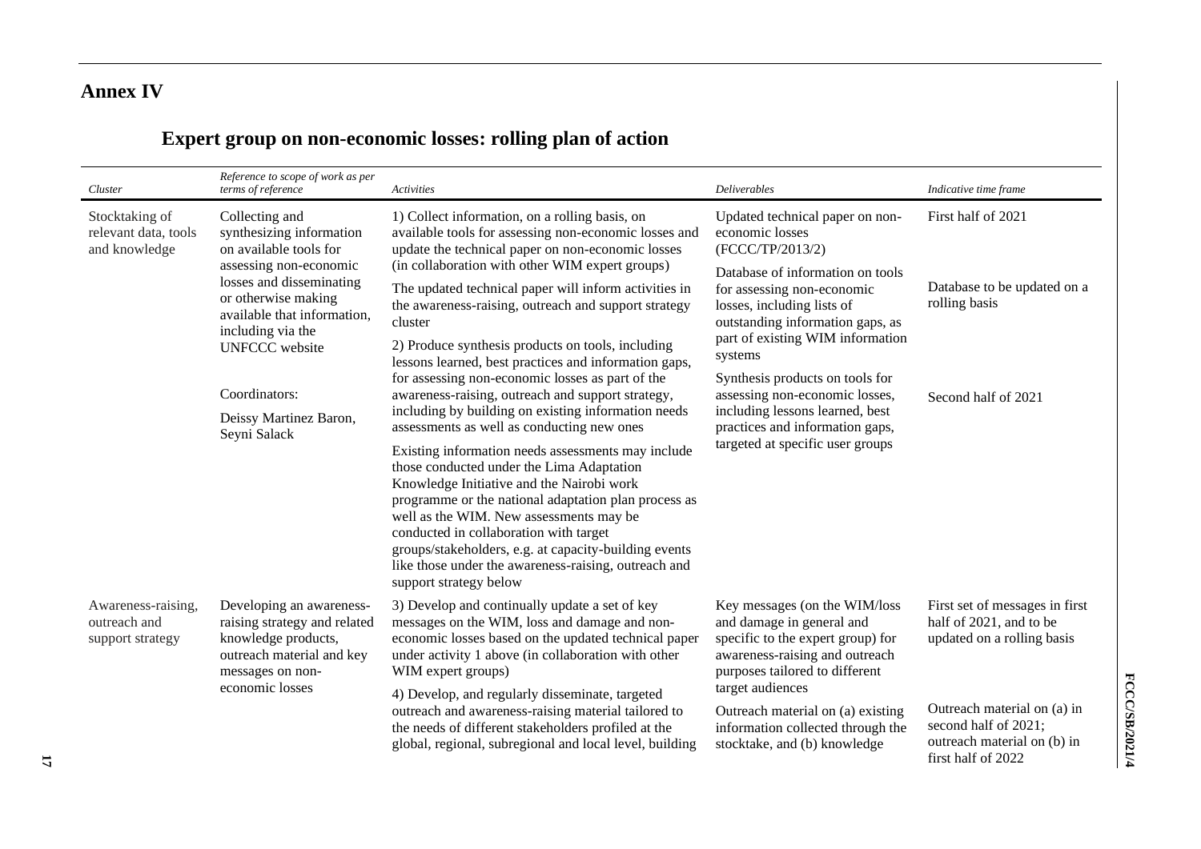# Annex IV

## Expert group on non-economic losses: rolling plan of action

| *Cluster* | *Reference to scope of work as per terms of reference* | *Activities* | *Deliverables* | *Indicative time frame* |
|---|---|---|---|---|
| Stocktaking of relevant data, tools and knowledge | Collecting and synthesizing information on available tools for assessing non-economic losses and disseminating or otherwise making available that information, including via the UNFCCC website<br><br>Coordinators:<br>Deissy Martinez Baron, Seyni Salack | 1) Collect information, on a rolling basis, on available tools for assessing non-economic losses and update the technical paper on non-economic losses (in collaboration with other WIM expert groups)<br><br>The updated technical paper will inform activities in the awareness-raising, outreach and support strategy cluster | Updated technical paper on non-economic losses (FCCC/TP/2013/2)<br><br>Database of information on tools for assessing non-economic losses, including lists of outstanding information gaps, as part of existing WIM information systems | First half of 2021<br><br>Database to be updated on a rolling basis |
| | | 2) Produce synthesis products on tools, including lessons learned, best practices and information gaps, for assessing non-economic losses as part of the awareness-raising, outreach and support strategy, including by building on existing information needs assessments as well as conducting new ones<br><br>Existing information needs assessments may include those conducted under the Lima Adaptation Knowledge Initiative and the Nairobi work programme or the national adaptation plan process as well as the WIM. New assessments may be conducted in collaboration with target groups/stakeholders, e.g. at capacity-building events like those under the awareness-raising, outreach and support strategy below | Synthesis products on tools for assessing non-economic losses, including lessons learned, best practices and information gaps, targeted at specific user groups | Second half of 2021 |
| Awareness-raising, outreach and support strategy | Developing an awareness-raising strategy and related knowledge products, outreach material and key messages on non-economic losses | 3) Develop and continually update a set of key messages on the WIM, loss and damage and non-economic losses based on the updated technical paper under activity 1 above (in collaboration with other WIM expert groups) | Key messages (on the WIM/loss and damage in general and specific to the expert group) for awareness-raising and outreach purposes tailored to different target audiences | First set of messages in first half of 2021, and to be updated on a rolling basis |
| | | 4) Develop, and regularly disseminate, targeted outreach and awareness-raising material tailored to the needs of different stakeholders profiled at the global, regional, subregional and local level, building | Outreach material on (a) existing information collected through the stocktake, and (b) knowledge | Outreach material on (a) in second half of 2021; outreach material on (b) in first half of 2022 |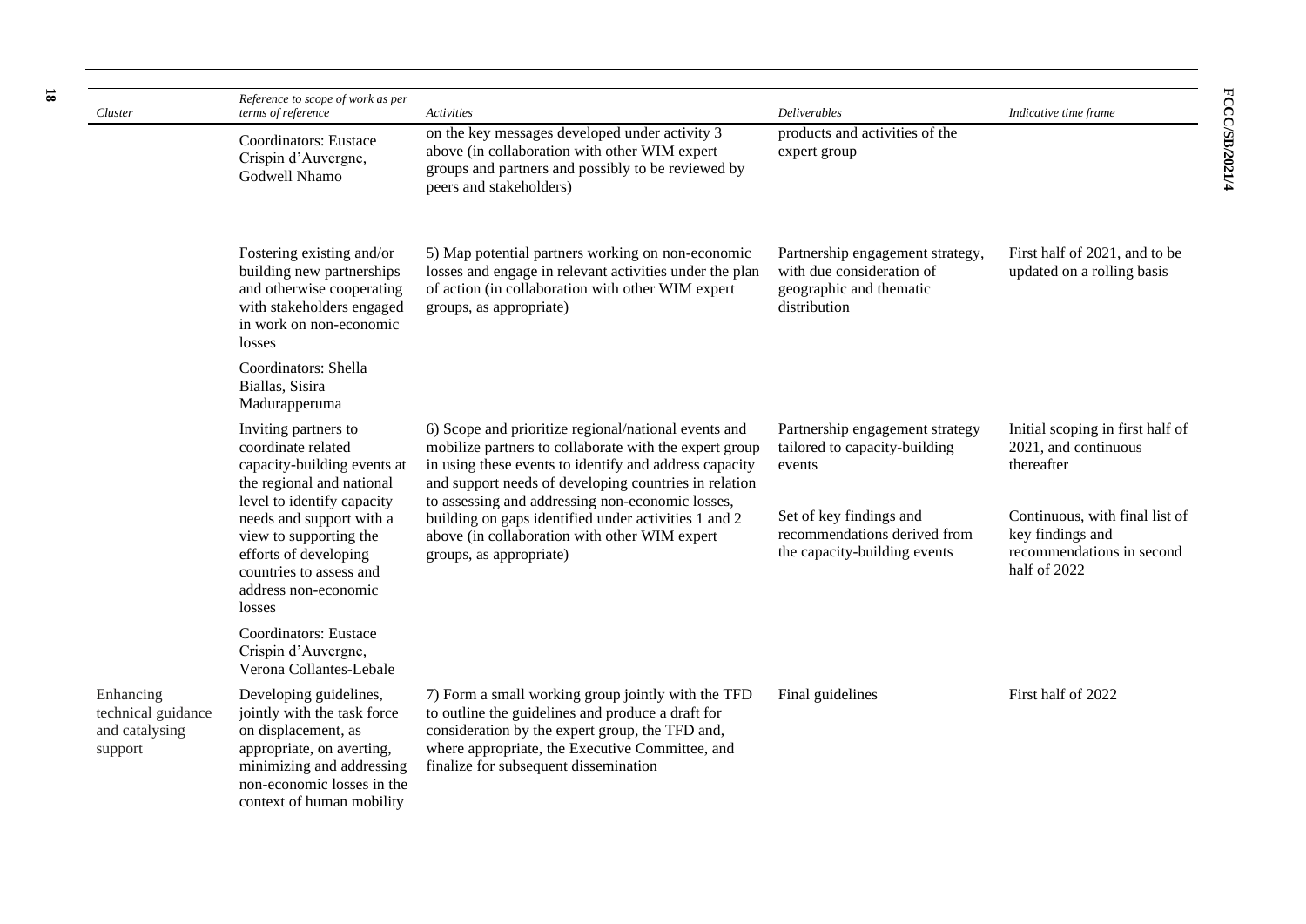| Cluster | Reference to scope of work as per terms of reference | Activities | Deliverables | Indicative time frame |
|---|---|---|---|---|
| | Coordinators: Eustace Crispin d'Auvergne, Godwell Nhamo | on the key messages developed under activity 3 above (in collaboration with other WIM expert groups and partners and possibly to be reviewed by peers and stakeholders) | products and activities of the expert group | |
| | Fostering existing and/or building new partnerships and otherwise cooperating with stakeholders engaged in work on non-economic losses<br><br>Coordinators: Shella Biallas, Sisira Madurapperuma | 5) Map potential partners working on non-economic losses and engage in relevant activities under the plan of action (in collaboration with other WIM expert groups, as appropriate) | Partnership engagement strategy, with due consideration of geographic and thematic distribution | First half of 2021, and to be updated on a rolling basis |
| | Inviting partners to coordinate related capacity-building events at the regional and national level to identify capacity needs and support with a view to supporting the efforts of developing countries to assess and address non-economic losses<br><br>Coordinators: Eustace Crispin d'Auvergne, Verona Collantes-Lebale | 6) Scope and prioritize regional/national events and mobilize partners to collaborate with the expert group in using these events to identify and address capacity and support needs of developing countries in relation to assessing and addressing non-economic losses, building on gaps identified under activities 1 and 2 above (in collaboration with other WIM expert groups, as appropriate) | Partnership engagement strategy tailored to capacity-building events<br><br>Set of key findings and recommendations derived from the capacity-building events | Initial scoping in first half of 2021, and continuous thereafter<br><br>Continuous, with final list of key findings and recommendations in second half of 2022 |
| Enhancing technical guidance and catalysing support | Developing guidelines, jointly with the task force on displacement, as appropriate, on averting, minimizing and addressing non-economic losses in the context of human mobility | 7) Form a small working group jointly with the TFD to outline the guidelines and produce a draft for consideration by the expert group, the TFD and, where appropriate, the Executive Committee, and finalize for subsequent dissemination | Final guidelines | First half of 2022 |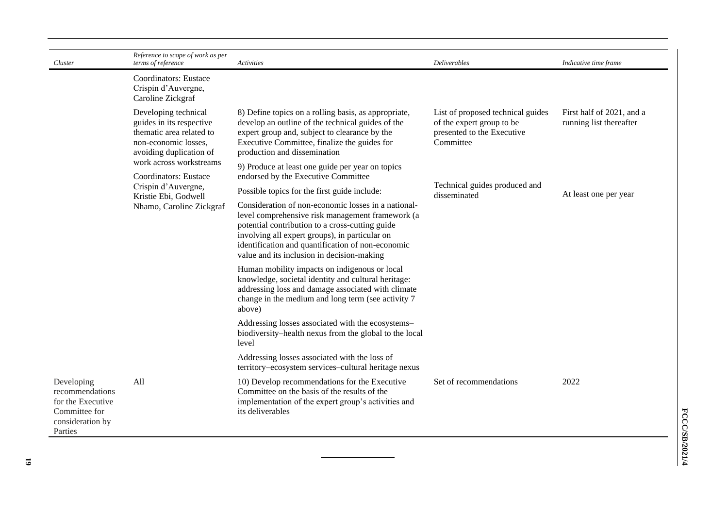| *Cluster* | *Reference to scope of work as per terms of reference* | *Activities* | *Deliverables* | *Indicative time frame* |
|---|---|---|---|---|
| | Coordinators: Eustace Crispin d'Auvergne, Caroline Zickgraf | | | |
| | Developing technical guides in its respective thematic area related to non-economic losses, avoiding duplication of work across workstreams | 8) Define topics on a rolling basis, as appropriate, develop an outline of the technical guides of the expert group and, subject to clearance by the Executive Committee, finalize the guides for production and dissemination | List of proposed technical guides of the expert group to be presented to the Executive Committee | First half of 2021, and a running list thereafter |
| | Coordinators: Eustace Crispin d'Auvergne, Kristie Ebi, Godwell Nhamo, Caroline Zickgraf | 9) Produce at least one guide per year on topics endorsed by the Executive Committee<br><br>Possible topics for the first guide include:<br><br>Consideration of non-economic losses in a national-level comprehensive risk management framework (a potential contribution to a cross-cutting guide involving all expert groups), in particular on identification and quantification of non-economic value and its inclusion in decision-making<br><br>Human mobility impacts on indigenous or local knowledge, societal identity and cultural heritage: addressing loss and damage associated with climate change in the medium and long term (see activity 7 above)<br><br>Addressing losses associated with the ecosystems–biodiversity–health nexus from the global to the local level<br><br>Addressing losses associated with the loss of territory–ecosystem services–cultural heritage nexus | Technical guides produced and disseminated | At least one per year |
| Developing recommendations for the Executive Committee for consideration by Parties | All | 10) Develop recommendations for the Executive Committee on the basis of the results of the implementation of the expert group's activities and its deliverables | Set of recommendations | 2022 |